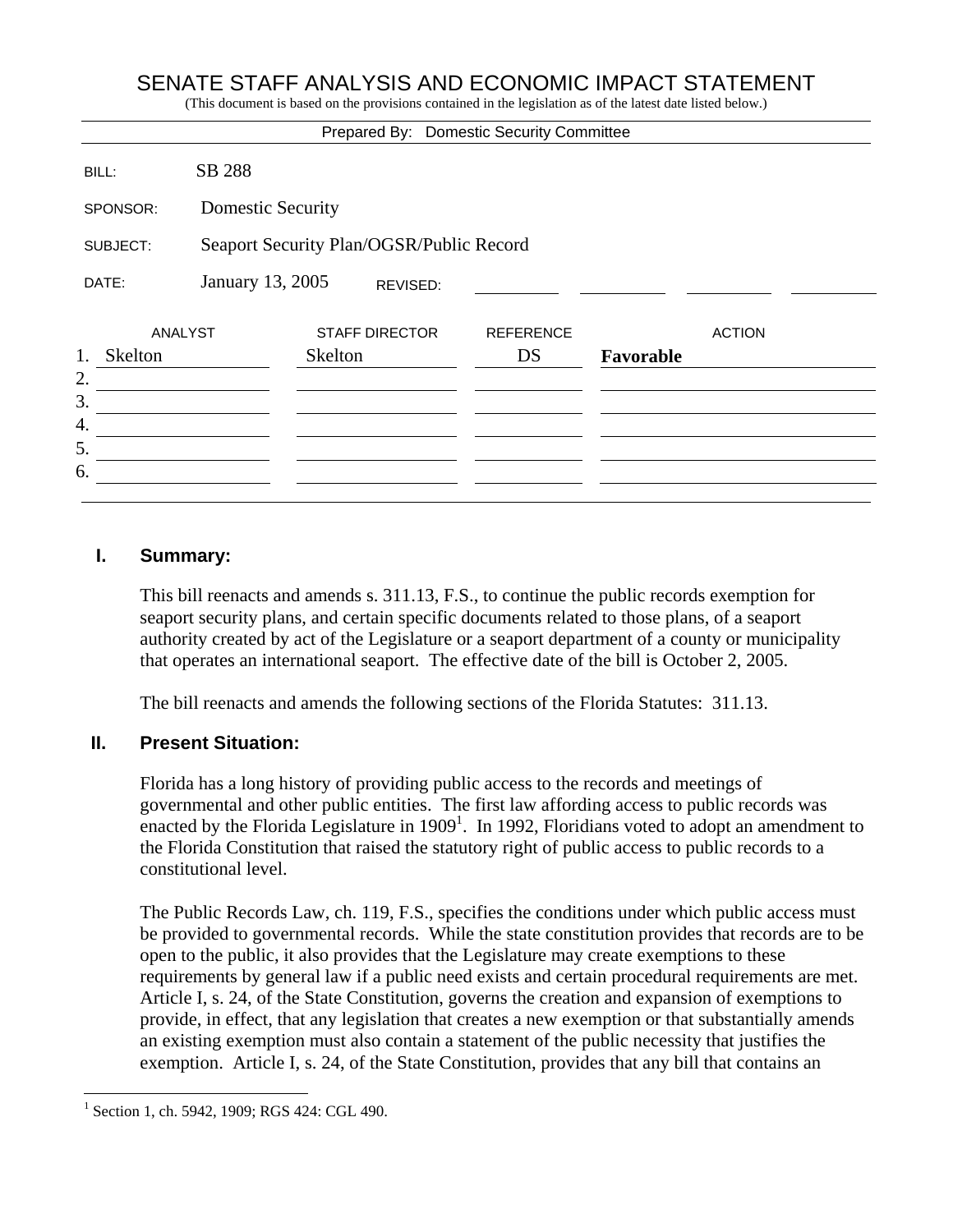# SENATE STAFF ANALYSIS AND ECONOMIC IMPACT STATEMENT

(This document is based on the provisions contained in the legislation as of the latest date listed below.)

Prepared By: Domestic Security Committee

| | |
|---|---|
| BILL: | SB 288 |
| SPONSOR: | Domestic Security |
| SUBJECT: | Seaport Security Plan/OGSR/Public Record |
| DATE: | January 13, 2005 REVISED: |

| | ANALYST | STAFF DIRECTOR | REFERENCE | ACTION |
|---|---|---|---|---|
| 1. | Skelton | Skelton | DS | **Favorable** |
| 2. | | | | |
| 3. | | | | |
| 4. | | | | |
| 5. | | | | |
| 6. | | | | |

## I. Summary:

This bill reenacts and amends s. 311.13, F.S., to continue the public records exemption for seaport security plans, and certain specific documents related to those plans, of a seaport authority created by act of the Legislature or a seaport department of a county or municipality that operates an international seaport. The effective date of the bill is October 2, 2005.

The bill reenacts and amends the following sections of the Florida Statutes: 311.13.

## II. Present Situation:

Florida has a long history of providing public access to the records and meetings of governmental and other public entities. The first law affording access to public records was enacted by the Florida Legislature in 1909[1]. In 1992, Floridians voted to adopt an amendment to the Florida Constitution that raised the statutory right of public access to public records to a constitutional level.

The Public Records Law, ch. 119, F.S., specifies the conditions under which public access must be provided to governmental records. While the state constitution provides that records are to be open to the public, it also provides that the Legislature may create exemptions to these requirements by general law if a public need exists and certain procedural requirements are met. Article I, s. 24, of the State Constitution, governs the creation and expansion of exemptions to provide, in effect, that any legislation that creates a new exemption or that substantially amends an existing exemption must also contain a statement of the public necessity that justifies the exemption. Article I, s. 24, of the State Constitution, provides that any bill that contains an

[1] Section 1, ch. 5942, 1909; RGS 424: CGL 490.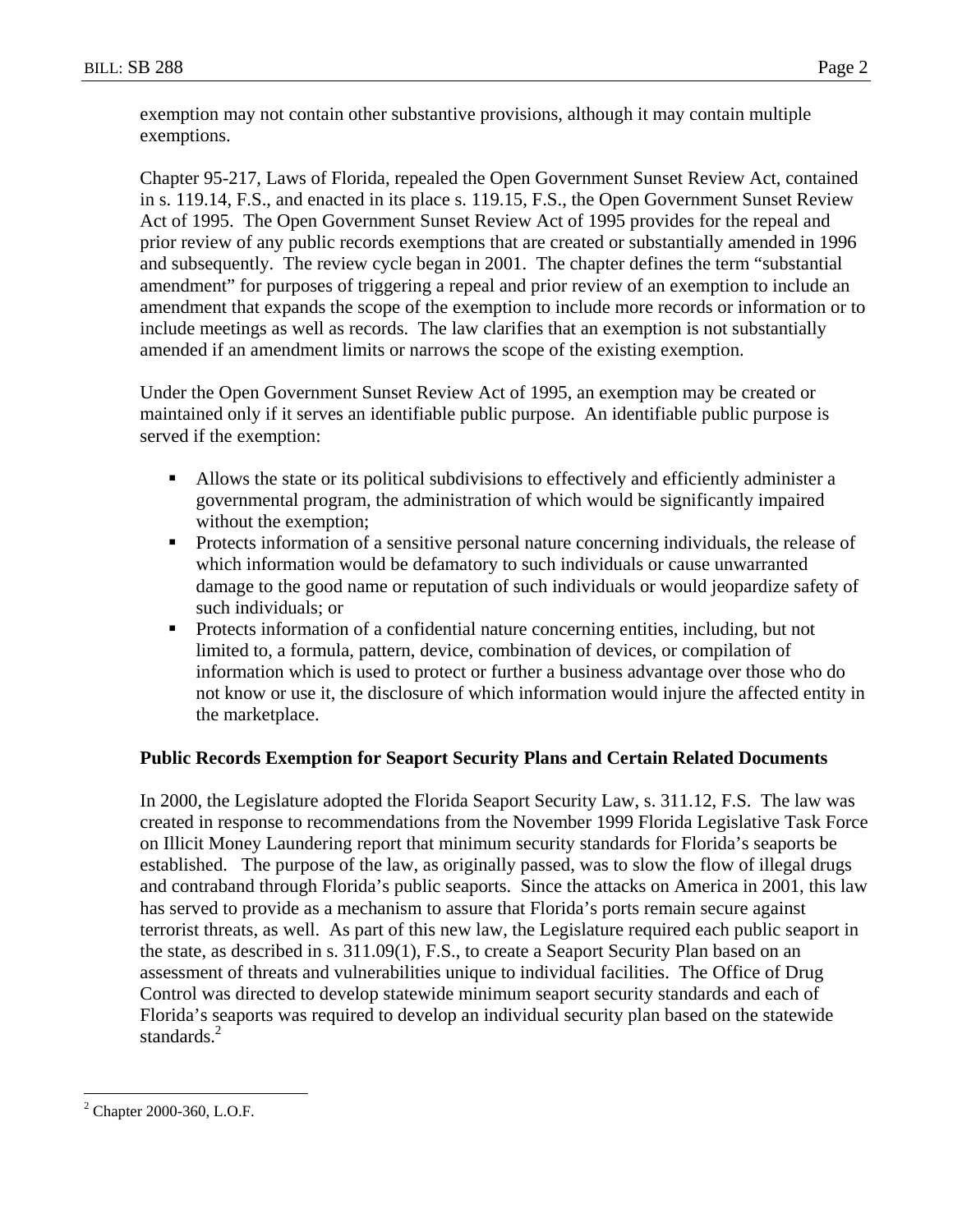exemption may not contain other substantive provisions, although it may contain multiple exemptions.

Chapter 95-217, Laws of Florida, repealed the Open Government Sunset Review Act, contained in s. 119.14, F.S., and enacted in its place s. 119.15, F.S., the Open Government Sunset Review Act of 1995. The Open Government Sunset Review Act of 1995 provides for the repeal and prior review of any public records exemptions that are created or substantially amended in 1996 and subsequently. The review cycle began in 2001. The chapter defines the term "substantial amendment" for purposes of triggering a repeal and prior review of an exemption to include an amendment that expands the scope of the exemption to include more records or information or to include meetings as well as records. The law clarifies that an exemption is not substantially amended if an amendment limits or narrows the scope of the existing exemption.

Under the Open Government Sunset Review Act of 1995, an exemption may be created or maintained only if it serves an identifiable public purpose. An identifiable public purpose is served if the exemption:

- Allows the state or its political subdivisions to effectively and efficiently administer a governmental program, the administration of which would be significantly impaired without the exemption;
- Protects information of a sensitive personal nature concerning individuals, the release of which information would be defamatory to such individuals or cause unwarranted damage to the good name or reputation of such individuals or would jeopardize safety of such individuals; or
- Protects information of a confidential nature concerning entities, including, but not limited to, a formula, pattern, device, combination of devices, or compilation of information which is used to protect or further a business advantage over those who do not know or use it, the disclosure of which information would injure the affected entity in the marketplace.

**Public Records Exemption for Seaport Security Plans and Certain Related Documents**

In 2000, the Legislature adopted the Florida Seaport Security Law, s. 311.12, F.S. The law was created in response to recommendations from the November 1999 Florida Legislative Task Force on Illicit Money Laundering report that minimum security standards for Florida's seaports be established. The purpose of the law, as originally passed, was to slow the flow of illegal drugs and contraband through Florida's public seaports. Since the attacks on America in 2001, this law has served to provide as a mechanism to assure that Florida's ports remain secure against terrorist threats, as well. As part of this new law, the Legislature required each public seaport in the state, as described in s. 311.09(1), F.S., to create a Seaport Security Plan based on an assessment of threats and vulnerabilities unique to individual facilities. The Office of Drug Control was directed to develop statewide minimum seaport security standards and each of Florida's seaports was required to develop an individual security plan based on the statewide standards.[2]

[2] Chapter 2000-360, L.O.F.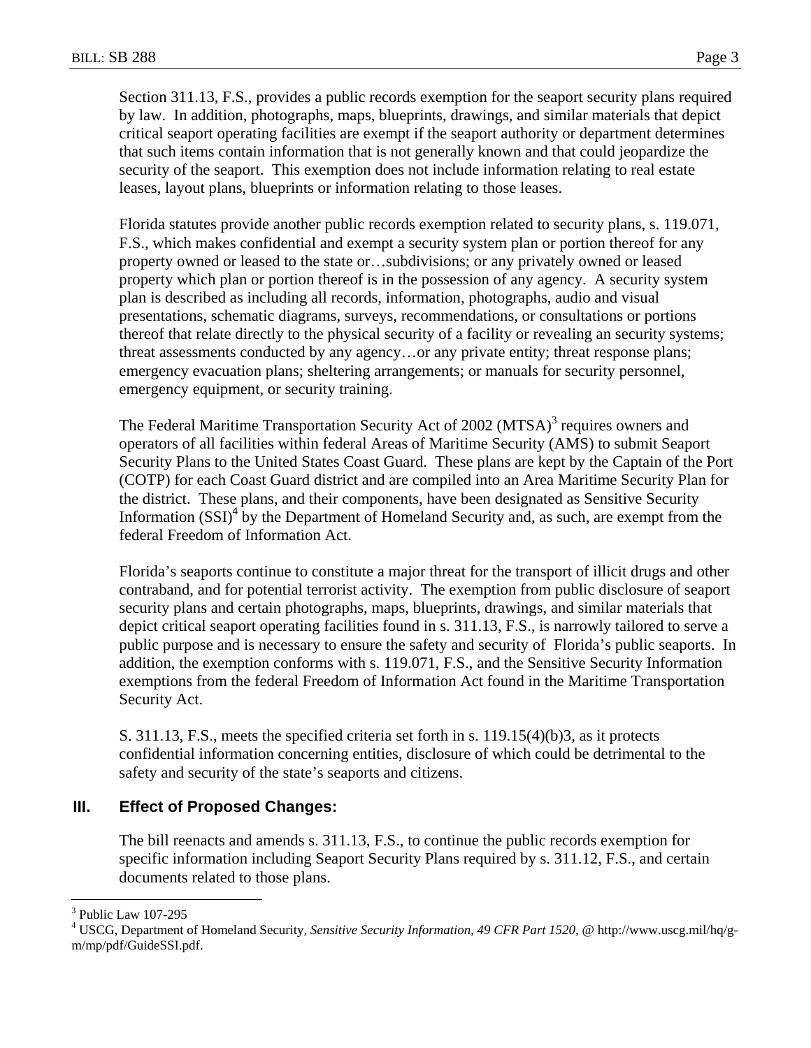Section 311.13, F.S., provides a public records exemption for the seaport security plans required by law. In addition, photographs, maps, blueprints, drawings, and similar materials that depict critical seaport operating facilities are exempt if the seaport authority or department determines that such items contain information that is not generally known and that could jeopardize the security of the seaport. This exemption does not include information relating to real estate leases, layout plans, blueprints or information relating to those leases.

Florida statutes provide another public records exemption related to security plans, s. 119.071, F.S., which makes confidential and exempt a security system plan or portion thereof for any property owned or leased to the state or…subdivisions; or any privately owned or leased property which plan or portion thereof is in the possession of any agency. A security system plan is described as including all records, information, photographs, audio and visual presentations, schematic diagrams, surveys, recommendations, or consultations or portions thereof that relate directly to the physical security of a facility or revealing an security systems; threat assessments conducted by any agency…or any private entity; threat response plans; emergency evacuation plans; sheltering arrangements; or manuals for security personnel, emergency equipment, or security training.

The Federal Maritime Transportation Security Act of 2002 (MTSA)[3] requires owners and operators of all facilities within federal Areas of Maritime Security (AMS) to submit Seaport Security Plans to the United States Coast Guard. These plans are kept by the Captain of the Port (COTP) for each Coast Guard district and are compiled into an Area Maritime Security Plan for the district. These plans, and their components, have been designated as Sensitive Security Information (SSI)[4] by the Department of Homeland Security and, as such, are exempt from the federal Freedom of Information Act.

Florida's seaports continue to constitute a major threat for the transport of illicit drugs and other contraband, and for potential terrorist activity. The exemption from public disclosure of seaport security plans and certain photographs, maps, blueprints, drawings, and similar materials that depict critical seaport operating facilities found in s. 311.13, F.S., is narrowly tailored to serve a public purpose and is necessary to ensure the safety and security of Florida's public seaports. In addition, the exemption conforms with s. 119.071, F.S., and the Sensitive Security Information exemptions from the federal Freedom of Information Act found in the Maritime Transportation Security Act.

S. 311.13, F.S., meets the specified criteria set forth in s. 119.15(4)(b)3, as it protects confidential information concerning entities, disclosure of which could be detrimental to the safety and security of the state's seaports and citizens.

## III. Effect of Proposed Changes:

The bill reenacts and amends s. 311.13, F.S., to continue the public records exemption for specific information including Seaport Security Plans required by s. 311.12, F.S., and certain documents related to those plans.

---

[3] Public Law 107-295

[4] USCG, Department of Homeland Security, *Sensitive Security Information, 49 CFR Part 1520,* @ http://www.uscg.mil/hq/g-m/mp/pdf/GuideSSI.pdf.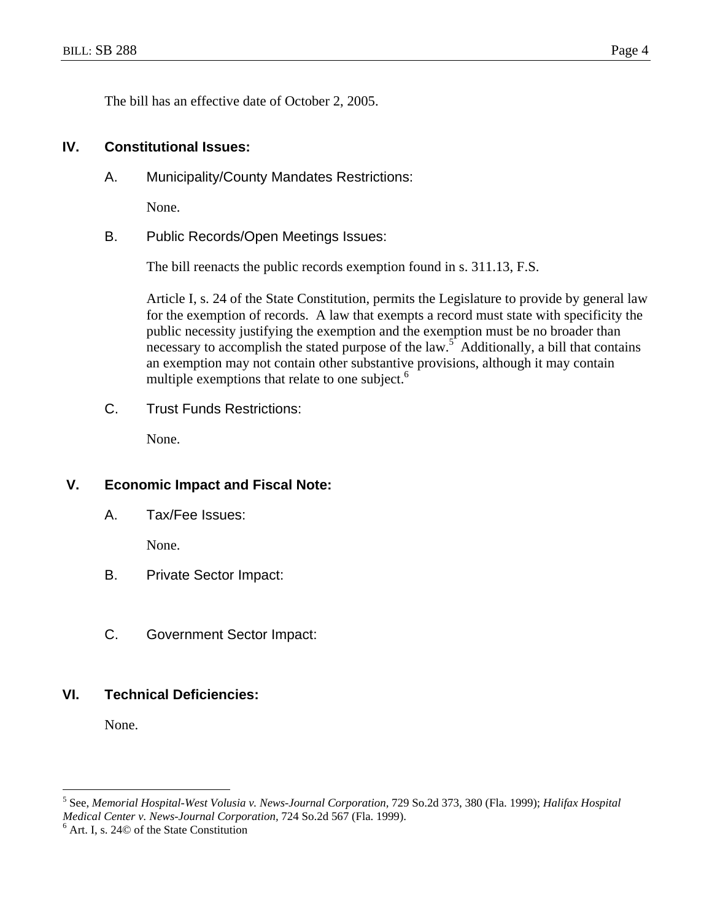The bill has an effective date of October 2, 2005.

## IV. Constitutional Issues:

### A. Municipality/County Mandates Restrictions:

None.

### B. Public Records/Open Meetings Issues:

The bill reenacts the public records exemption found in s. 311.13, F.S.

Article I, s. 24 of the State Constitution, permits the Legislature to provide by general law for the exemption of records. A law that exempts a record must state with specificity the public necessity justifying the exemption and the exemption must be no broader than necessary to accomplish the stated purpose of the law.[5] Additionally, a bill that contains an exemption may not contain other substantive provisions, although it may contain multiple exemptions that relate to one subject.[6]

### C. Trust Funds Restrictions:

None.

## V. Economic Impact and Fiscal Note:

### A. Tax/Fee Issues:

None.

### B. Private Sector Impact:

### C. Government Sector Impact:

## VI. Technical Deficiencies:

None.

---

[5] See, *Memorial Hospital-West Volusia v. News-Journal Corporation*, 729 So.2d 373, 380 (Fla. 1999); *Halifax Hospital Medical Center v. News-Journal Corporation*, 724 So.2d 567 (Fla. 1999).

[6] Art. I, s. 24© of the State Constitution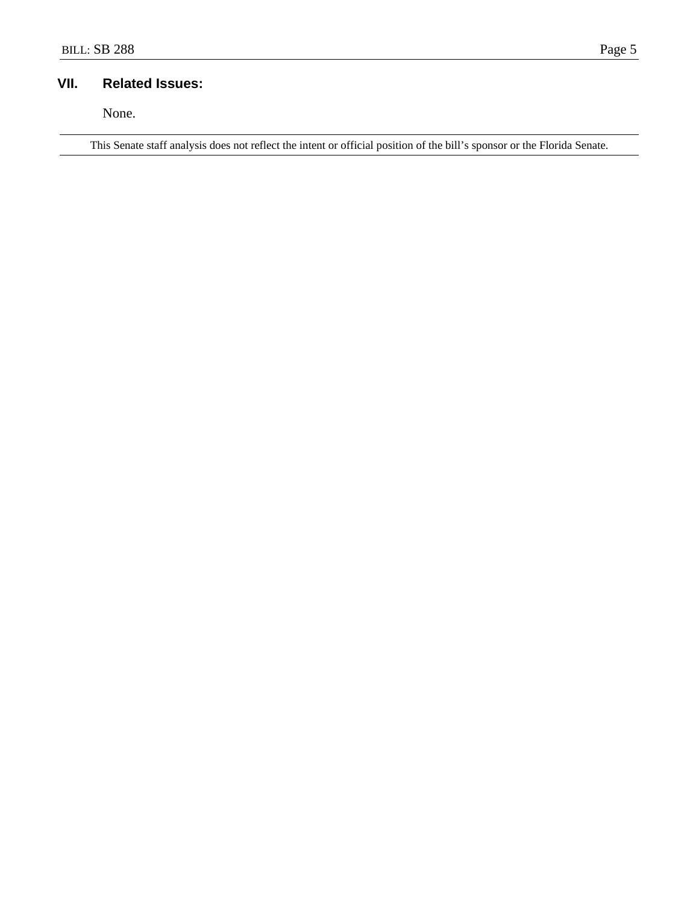## VII. Related Issues:

None.

---

This Senate staff analysis does not reflect the intent or official position of the bill's sponsor or the Florida Senate.

---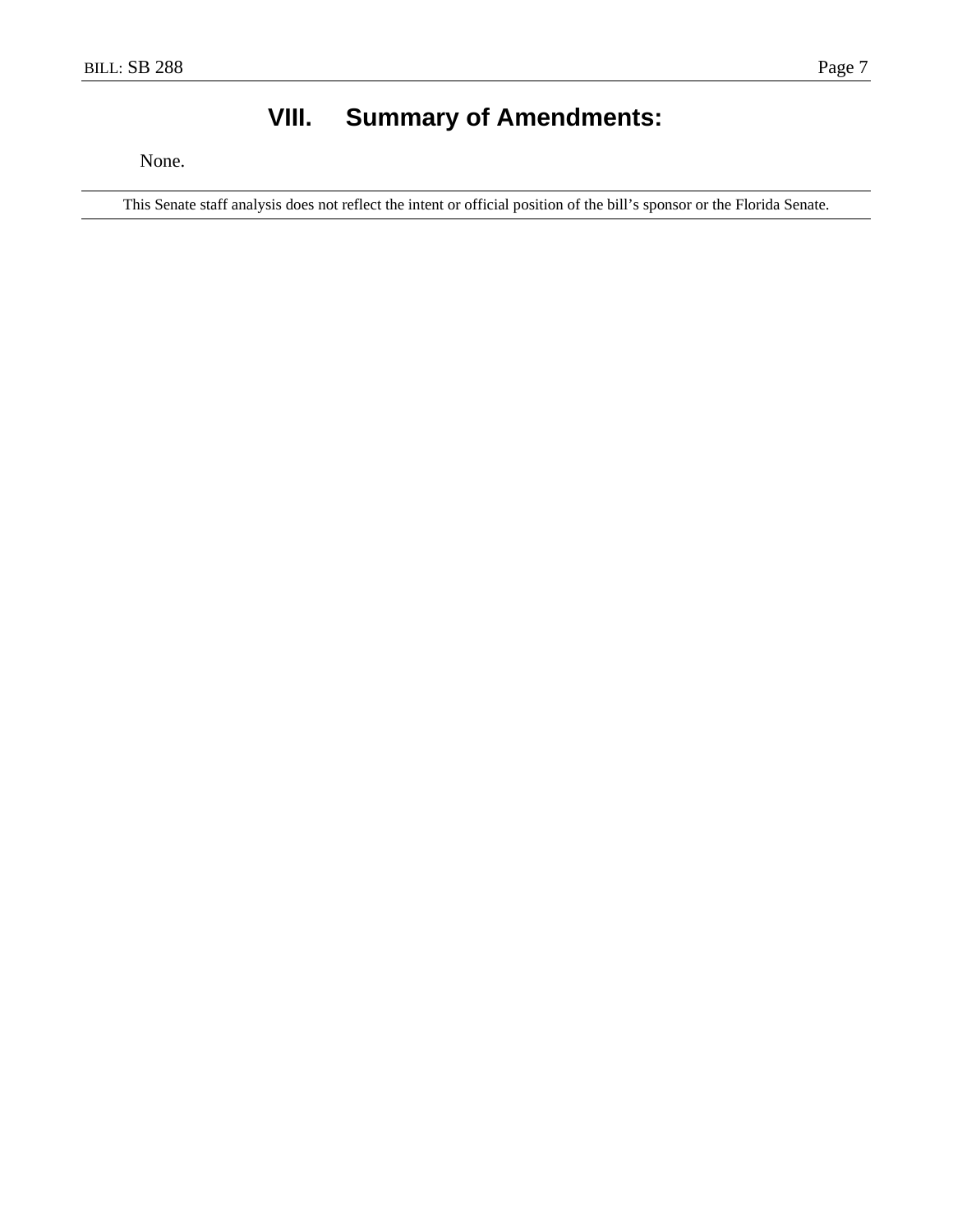## VIII. Summary of Amendments:

None.

This Senate staff analysis does not reflect the intent or official position of the bill's sponsor or the Florida Senate.